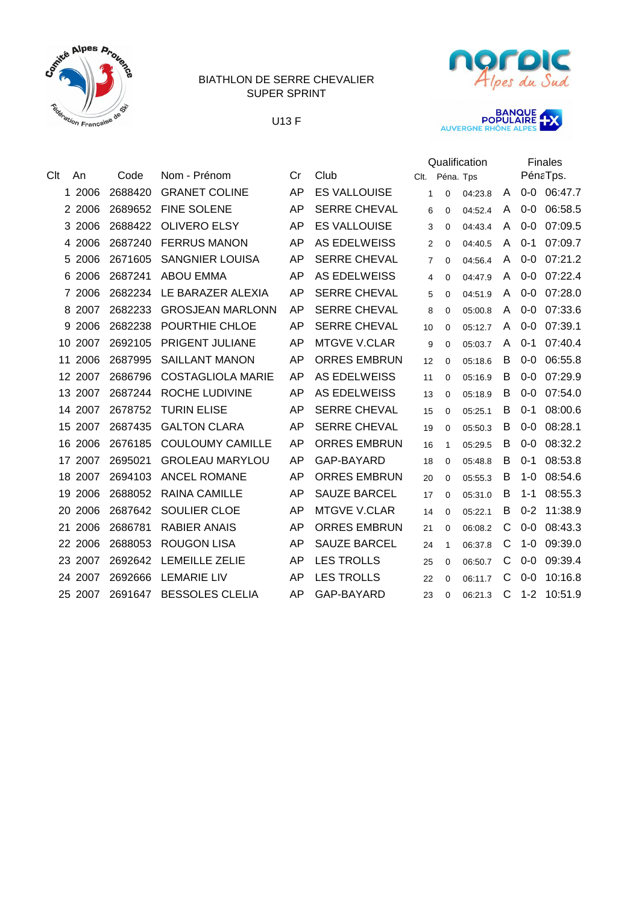BIATHLON DE SERRE CHEVALIER
SUPER SPRINT

U13 F

| Clt | An | Code | Nom - Prénom | Cr | Club | Qualification Clt. | Péna. | Tps | | Finales Péna | Tps. |
|---|---|---|---|---|---|---|---|---|---|---|---|
| 1 | 2006 | 2688420 | GRANET COLINE | AP | ES VALLOUISE | 1 | 0 | 04:23.8 | A | 0-0 | 06:47.7 |
| 2 | 2006 | 2689652 | FINE SOLENE | AP | SERRE CHEVAL | 6 | 0 | 04:52.4 | A | 0-0 | 06:58.5 |
| 3 | 2006 | 2688422 | OLIVERO ELSY | AP | ES VALLOUISE | 3 | 0 | 04:43.4 | A | 0-0 | 07:09.5 |
| 4 | 2006 | 2687240 | FERRUS MANON | AP | AS EDELWEISS | 2 | 0 | 04:40.5 | A | 0-1 | 07:09.7 |
| 5 | 2006 | 2671605 | SANGNIER LOUISA | AP | SERRE CHEVAL | 7 | 0 | 04:56.4 | A | 0-0 | 07:21.2 |
| 6 | 2006 | 2687241 | ABOU EMMA | AP | AS EDELWEISS | 4 | 0 | 04:47.9 | A | 0-0 | 07:22.4 |
| 7 | 2006 | 2682234 | LE BARAZER ALEXIA | AP | SERRE CHEVAL | 5 | 0 | 04:51.9 | A | 0-0 | 07:28.0 |
| 8 | 2007 | 2682233 | GROSJEAN MARLONN | AP | SERRE CHEVAL | 8 | 0 | 05:00.8 | A | 0-0 | 07:33.6 |
| 9 | 2006 | 2682238 | POURTHIE CHLOE | AP | SERRE CHEVAL | 10 | 0 | 05:12.7 | A | 0-0 | 07:39.1 |
| 10 | 2007 | 2692105 | PRIGENT JULIANE | AP | MTGVE V.CLAR | 9 | 0 | 05:03.7 | A | 0-1 | 07:40.4 |
| 11 | 2006 | 2687995 | SAILLANT MANON | AP | ORRES EMBRUN | 12 | 0 | 05:18.6 | B | 0-0 | 06:55.8 |
| 12 | 2007 | 2686796 | COSTAGLIOLA MARIE | AP | AS EDELWEISS | 11 | 0 | 05:16.9 | B | 0-0 | 07:29.9 |
| 13 | 2007 | 2687244 | ROCHE LUDIVINE | AP | AS EDELWEISS | 13 | 0 | 05:18.9 | B | 0-0 | 07:54.0 |
| 14 | 2007 | 2678752 | TURIN ELISE | AP | SERRE CHEVAL | 15 | 0 | 05:25.1 | B | 0-1 | 08:00.6 |
| 15 | 2007 | 2687435 | GALTON CLARA | AP | SERRE CHEVAL | 19 | 0 | 05:50.3 | B | 0-0 | 08:28.1 |
| 16 | 2006 | 2676185 | COULOUMY CAMILLE | AP | ORRES EMBRUN | 16 | 1 | 05:29.5 | B | 0-0 | 08:32.2 |
| 17 | 2007 | 2695021 | GROLEAU MARYLOU | AP | GAP-BAYARD | 18 | 0 | 05:48.8 | B | 0-1 | 08:53.8 |
| 18 | 2007 | 2694103 | ANCEL ROMANE | AP | ORRES EMBRUN | 20 | 0 | 05:55.3 | B | 0-0 | 08:54.6 |
| 19 | 2006 | 2688052 | RAINA CAMILLE | AP | SAUZE BARCEL | 17 | 0 | 05:31.0 | B | 1-1 | 08:55.3 |
| 20 | 2006 | 2687642 | SOULIER CLOE | AP | MTGVE V.CLAR | 14 | 0 | 05:22.1 | B | 0-2 | 11:38.9 |
| 21 | 2006 | 2686781 | RABIER ANAIS | AP | ORRES EMBRUN | 21 | 0 | 06:08.2 | C | 0-0 | 08:43.3 |
| 22 | 2006 | 2688053 | ROUGON LISA | AP | SAUZE BARCEL | 24 | 1 | 06:37.8 | C | 1-0 | 09:39.0 |
| 23 | 2007 | 2692642 | LEMEILLE ZELIE | AP | LES TROLLS | 25 | 0 | 06:50.7 | C | 0-0 | 09:39.4 |
| 24 | 2007 | 2692666 | LEMARIE LIV | AP | LES TROLLS | 22 | 0 | 06:11.7 | C | 0-0 | 10:16.8 |
| 25 | 2007 | 2691647 | BESSOLES CLELIA | AP | GAP-BAYARD | 23 | 0 | 06:21.3 | C | 1-2 | 10:51.9 |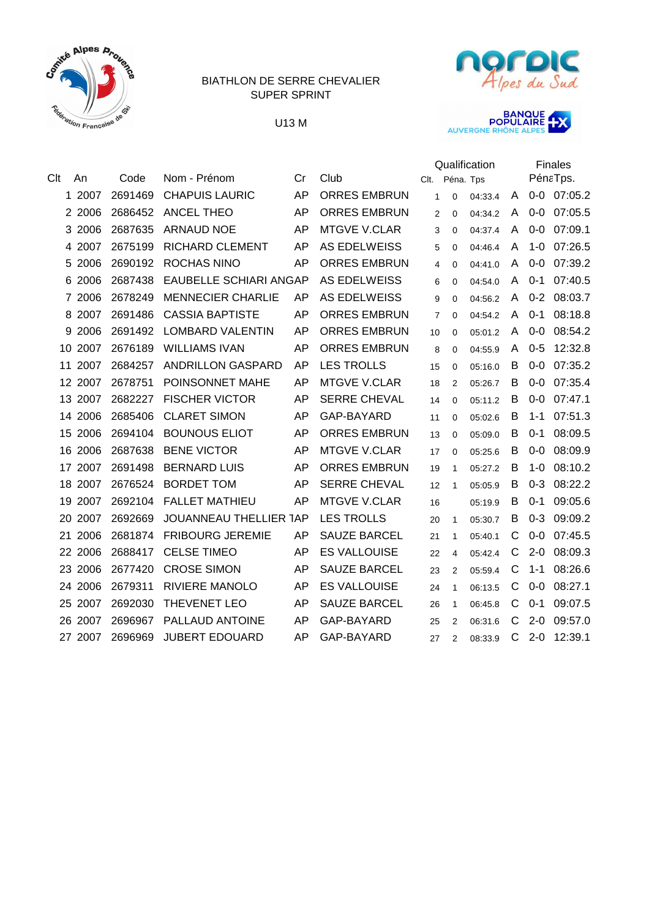BIATHLON DE SERRE CHEVALIER
SUPER SPRINT

U13 M

| Clt | An | Code | Nom - Prénom | Cr | Club | Qualification Clt. | Péna. | Tps | | Finales Péna | Tps. |
|---|---|---|---|---|---|---|---|---|---|---|---|
| 1 | 2007 | 2691469 | CHAPUIS LAURIC | AP | ORRES EMBRUN | 1 | 0 | 04:33.4 | A | 0-0 | 07:05.2 |
| 2 | 2006 | 2686452 | ANCEL THEO | AP | ORRES EMBRUN | 2 | 0 | 04:34.2 | A | 0-0 | 07:05.5 |
| 3 | 2006 | 2687635 | ARNAUD NOE | AP | MTGVE V.CLAR | 3 | 0 | 04:37.4 | A | 0-0 | 07:09.1 |
| 4 | 2007 | 2675199 | RICHARD CLEMENT | AP | AS EDELWEISS | 5 | 0 | 04:46.4 | A | 1-0 | 07:26.5 |
| 5 | 2006 | 2690192 | ROCHAS NINO | AP | ORRES EMBRUN | 4 | 0 | 04:41.0 | A | 0-0 | 07:39.2 |
| 6 | 2006 | 2687438 | EAUBELLE SCHIARI ANGAP | | AS EDELWEISS | 6 | 0 | 04:54.0 | A | 0-1 | 07:40.5 |
| 7 | 2006 | 2678249 | MENNECIER CHARLIE | AP | AS EDELWEISS | 9 | 0 | 04:56.2 | A | 0-2 | 08:03.7 |
| 8 | 2007 | 2691486 | CASSIA BAPTISTE | AP | ORRES EMBRUN | 7 | 0 | 04:54.2 | A | 0-1 | 08:18.8 |
| 9 | 2006 | 2691492 | LOMBARD VALENTIN | AP | ORRES EMBRUN | 10 | 0 | 05:01.2 | A | 0-0 | 08:54.2 |
| 10 | 2007 | 2676189 | WILLIAMS IVAN | AP | ORRES EMBRUN | 8 | 0 | 04:55.9 | A | 0-5 | 12:32.8 |
| 11 | 2007 | 2684257 | ANDRILLON GASPARD | AP | LES TROLLS | 15 | 0 | 05:16.0 | B | 0-0 | 07:35.2 |
| 12 | 2007 | 2678751 | POINSONNET MAHE | AP | MTGVE V.CLAR | 18 | 2 | 05:26.7 | B | 0-0 | 07:35.4 |
| 13 | 2007 | 2682227 | FISCHER VICTOR | AP | SERRE CHEVAL | 14 | 0 | 05:11.2 | B | 0-0 | 07:47.1 |
| 14 | 2006 | 2685406 | CLARET SIMON | AP | GAP-BAYARD | 11 | 0 | 05:02.6 | B | 1-1 | 07:51.3 |
| 15 | 2006 | 2694104 | BOUNOUS ELIOT | AP | ORRES EMBRUN | 13 | 0 | 05:09.0 | B | 0-1 | 08:09.5 |
| 16 | 2006 | 2687638 | BENE VICTOR | AP | MTGVE V.CLAR | 17 | 0 | 05:25.6 | B | 0-0 | 08:09.9 |
| 17 | 2007 | 2691498 | BERNARD LUIS | AP | ORRES EMBRUN | 19 | 1 | 05:27.2 | B | 1-0 | 08:10.2 |
| 18 | 2007 | 2676524 | BORDET TOM | AP | SERRE CHEVAL | 12 | 1 | 05:05.9 | B | 0-3 | 08:22.2 |
| 19 | 2007 | 2692104 | FALLET MATHIEU | AP | MTGVE V.CLAR | 16 | | 05:19.9 | B | 0-1 | 09:05.6 |
| 20 | 2007 | 2692669 | JOUANNEAU THELLIER TAP | | LES TROLLS | 20 | 1 | 05:30.7 | B | 0-3 | 09:09.2 |
| 21 | 2006 | 2681874 | FRIBOURG JEREMIE | AP | SAUZE BARCEL | 21 | 1 | 05:40.1 | C | 0-0 | 07:45.5 |
| 22 | 2006 | 2688417 | CELSE TIMEO | AP | ES VALLOUISE | 22 | 4 | 05:42.4 | C | 2-0 | 08:09.3 |
| 23 | 2006 | 2677420 | CROSE SIMON | AP | SAUZE BARCEL | 23 | 2 | 05:59.4 | C | 1-1 | 08:26.6 |
| 24 | 2006 | 2679311 | RIVIERE MANOLO | AP | ES VALLOUISE | 24 | 1 | 06:13.5 | C | 0-0 | 08:27.1 |
| 25 | 2007 | 2692030 | THEVENET LEO | AP | SAUZE BARCEL | 26 | 1 | 06:45.8 | C | 0-1 | 09:07.5 |
| 26 | 2007 | 2696967 | PALLAUD ANTOINE | AP | GAP-BAYARD | 25 | 2 | 06:31.6 | C | 2-0 | 09:57.0 |
| 27 | 2007 | 2696969 | JUBERT EDOUARD | AP | GAP-BAYARD | 27 | 2 | 08:33.9 | C | 2-0 | 12:39.1 |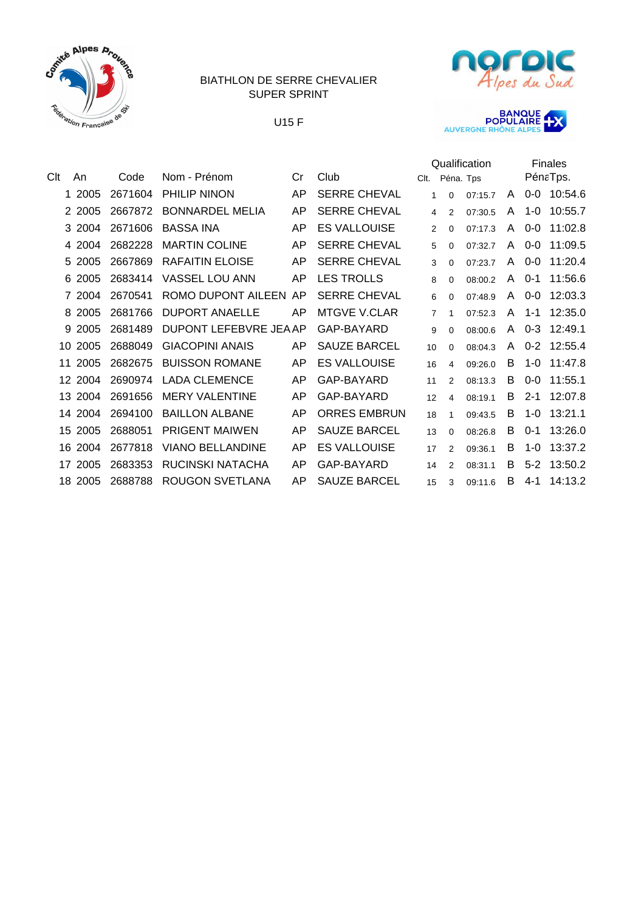BIATHLON DE SERRE CHEVALIER
SUPER SPRINT

U15 F

| Clt | An | Code | Nom - Prénom | Cr | Club | Qualification Clt. | Qualification Péna. | Qualification Tps | | Finales Péna | Finales Tps. |
|---|---|---|---|---|---|---|---|---|---|---|---|
| 1 | 2005 | 2671604 | PHILIP NINON | AP | SERRE CHEVAL | 1 | 0 | 07:15.7 | A | 0-0 | 10:54.6 |
| 2 | 2005 | 2667872 | BONNARDEL MELIA | AP | SERRE CHEVAL | 4 | 2 | 07:30.5 | A | 1-0 | 10:55.7 |
| 3 | 2004 | 2671606 | BASSA INA | AP | ES VALLOUISE | 2 | 0 | 07:17.3 | A | 0-0 | 11:02.8 |
| 4 | 2004 | 2682228 | MARTIN COLINE | AP | SERRE CHEVAL | 5 | 0 | 07:32.7 | A | 0-0 | 11:09.5 |
| 5 | 2005 | 2667869 | RAFAITIN ELOISE | AP | SERRE CHEVAL | 3 | 0 | 07:23.7 | A | 0-0 | 11:20.4 |
| 6 | 2005 | 2683414 | VASSEL LOU ANN | AP | LES TROLLS | 8 | 0 | 08:00.2 | A | 0-1 | 11:56.6 |
| 7 | 2004 | 2670541 | ROMO DUPONT AILEEN | AP | SERRE CHEVAL | 6 | 0 | 07:48.9 | A | 0-0 | 12:03.3 |
| 8 | 2005 | 2681766 | DUPORT ANAELLE | AP | MTGVE V.CLAR | 7 | 1 | 07:52.3 | A | 1-1 | 12:35.0 |
| 9 | 2005 | 2681489 | DUPONT LEFEBVRE JEA | AP | GAP-BAYARD | 9 | 0 | 08:00.6 | A | 0-3 | 12:49.1 |
| 10 | 2005 | 2688049 | GIACOPINI ANAIS | AP | SAUZE BARCEL | 10 | 0 | 08:04.3 | A | 0-2 | 12:55.4 |
| 11 | 2005 | 2682675 | BUISSON ROMANE | AP | ES VALLOUISE | 16 | 4 | 09:26.0 | B | 1-0 | 11:47.8 |
| 12 | 2004 | 2690974 | LADA CLEMENCE | AP | GAP-BAYARD | 11 | 2 | 08:13.3 | B | 0-0 | 11:55.1 |
| 13 | 2004 | 2691656 | MERY VALENTINE | AP | GAP-BAYARD | 12 | 4 | 08:19.1 | B | 2-1 | 12:07.8 |
| 14 | 2004 | 2694100 | BAILLON ALBANE | AP | ORRES EMBRUN | 18 | 1 | 09:43.5 | B | 1-0 | 13:21.1 |
| 15 | 2005 | 2688051 | PRIGENT MAIWEN | AP | SAUZE BARCEL | 13 | 0 | 08:26.8 | B | 0-1 | 13:26.0 |
| 16 | 2004 | 2677818 | VIANO BELLANDINE | AP | ES VALLOUISE | 17 | 2 | 09:36.1 | B | 1-0 | 13:37.2 |
| 17 | 2005 | 2683353 | RUCINSKI NATACHA | AP | GAP-BAYARD | 14 | 2 | 08:31.1 | B | 5-2 | 13:50.2 |
| 18 | 2005 | 2688788 | ROUGON SVETLANA | AP | SAUZE BARCEL | 15 | 3 | 09:11.6 | B | 4-1 | 14:13.2 |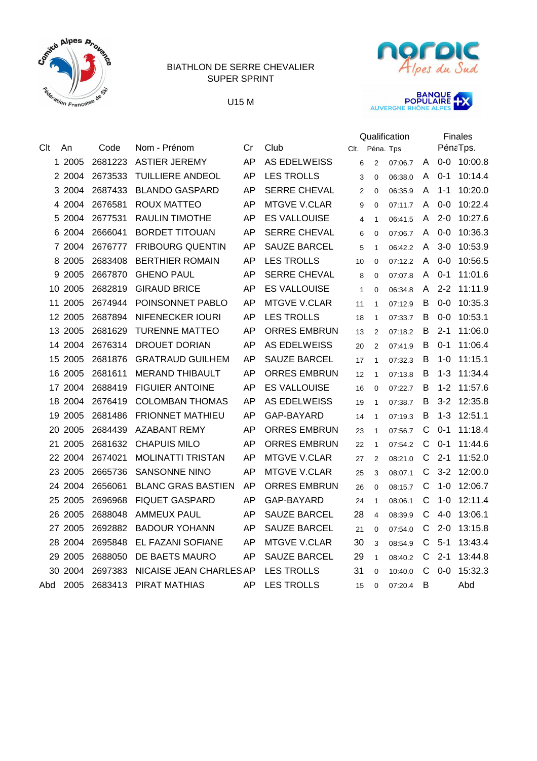BIATHLON DE SERRE CHEVALIER
SUPER SPRINT

U15 M

| Clt | An | Code | Nom - Prénom | Cr | Club | Qualification Clt. | Péna. | Tps | | Finales Péna | Tps. |
|---|---|---|---|---|---|---|---|---|---|---|---|
| 1 | 2005 | 2681223 | ASTIER JEREMY | AP | AS EDELWEISS | 6 | 2 | 07:06.7 | A | 0-0 | 10:00.8 |
| 2 | 2004 | 2673533 | TUILLIERE ANDEOL | AP | LES TROLLS | 3 | 0 | 06:38.0 | A | 0-1 | 10:14.4 |
| 3 | 2004 | 2687433 | BLANDO GASPARD | AP | SERRE CHEVAL | 2 | 0 | 06:35.9 | A | 1-1 | 10:20.0 |
| 4 | 2004 | 2676581 | ROUX MATTEO | AP | MTGVE V.CLAR | 9 | 0 | 07:11.7 | A | 0-0 | 10:22.4 |
| 5 | 2004 | 2677531 | RAULIN TIMOTHE | AP | ES VALLOUISE | 4 | 1 | 06:41.5 | A | 2-0 | 10:27.6 |
| 6 | 2004 | 2666041 | BORDET TITOUAN | AP | SERRE CHEVAL | 6 | 0 | 07:06.7 | A | 0-0 | 10:36.3 |
| 7 | 2004 | 2676777 | FRIBOURG QUENTIN | AP | SAUZE BARCEL | 5 | 1 | 06:42.2 | A | 3-0 | 10:53.9 |
| 8 | 2005 | 2683408 | BERTHIER ROMAIN | AP | LES TROLLS | 10 | 0 | 07:12.2 | A | 0-0 | 10:56.5 |
| 9 | 2005 | 2667870 | GHENO PAUL | AP | SERRE CHEVAL | 8 | 0 | 07:07.8 | A | 0-1 | 11:01.6 |
| 10 | 2005 | 2682819 | GIRAUD BRICE | AP | ES VALLOUISE | 1 | 0 | 06:34.8 | A | 2-2 | 11:11.9 |
| 11 | 2005 | 2674944 | POINSONNET PABLO | AP | MTGVE V.CLAR | 11 | 1 | 07:12.9 | B | 0-0 | 10:35.3 |
| 12 | 2005 | 2687894 | NIFENECKER IOURI | AP | LES TROLLS | 18 | 1 | 07:33.7 | B | 0-0 | 10:53.1 |
| 13 | 2005 | 2681629 | TURENNE MATTEO | AP | ORRES EMBRUN | 13 | 2 | 07:18.2 | B | 2-1 | 11:06.0 |
| 14 | 2004 | 2676314 | DROUET DORIAN | AP | AS EDELWEISS | 20 | 2 | 07:41.9 | B | 0-1 | 11:06.4 |
| 15 | 2005 | 2681876 | GRATRAUD GUILHEM | AP | SAUZE BARCEL | 17 | 1 | 07:32.3 | B | 1-0 | 11:15.1 |
| 16 | 2005 | 2681611 | MERAND THIBAULT | AP | ORRES EMBRUN | 12 | 1 | 07:13.8 | B | 1-3 | 11:34.4 |
| 17 | 2004 | 2688419 | FIGUIER ANTOINE | AP | ES VALLOUISE | 16 | 0 | 07:22.7 | B | 1-2 | 11:57.6 |
| 18 | 2004 | 2676419 | COLOMBAN THOMAS | AP | AS EDELWEISS | 19 | 1 | 07:38.7 | B | 3-2 | 12:35.8 |
| 19 | 2005 | 2681486 | FRIONNET MATHIEU | AP | GAP-BAYARD | 14 | 1 | 07:19.3 | B | 1-3 | 12:51.1 |
| 20 | 2005 | 2684439 | AZABANT REMY | AP | ORRES EMBRUN | 23 | 1 | 07:56.7 | C | 0-1 | 11:18.4 |
| 21 | 2005 | 2681632 | CHAPUIS MILO | AP | ORRES EMBRUN | 22 | 1 | 07:54.2 | C | 0-1 | 11:44.6 |
| 22 | 2004 | 2674021 | MOLINATTI TRISTAN | AP | MTGVE V.CLAR | 27 | 2 | 08:21.0 | C | 2-1 | 11:52.0 |
| 23 | 2005 | 2665736 | SANSONNE NINO | AP | MTGVE V.CLAR | 25 | 3 | 08:07.1 | C | 3-2 | 12:00.0 |
| 24 | 2004 | 2656061 | BLANC GRAS BASTIEN | AP | ORRES EMBRUN | 26 | 0 | 08:15.7 | C | 1-0 | 12:06.7 |
| 25 | 2005 | 2696968 | FIQUET GASPARD | AP | GAP-BAYARD | 24 | 1 | 08:06.1 | C | 1-0 | 12:11.4 |
| 26 | 2005 | 2688048 | AMMEUX PAUL | AP | SAUZE BARCEL | 28 | 4 | 08:39.9 | C | 4-0 | 13:06.1 |
| 27 | 2005 | 2692882 | BADOUR YOHANN | AP | SAUZE BARCEL | 21 | 0 | 07:54.0 | C | 2-0 | 13:15.8 |
| 28 | 2004 | 2695848 | EL FAZANI SOFIANE | AP | MTGVE V.CLAR | 30 | 3 | 08:54.9 | C | 5-1 | 13:43.4 |
| 29 | 2005 | 2688050 | DE BAETS MAURO | AP | SAUZE BARCEL | 29 | 1 | 08:40.2 | C | 2-1 | 13:44.8 |
| 30 | 2004 | 2697383 | NICAISE JEAN CHARLES | AP | LES TROLLS | 31 | 0 | 10:40.0 | C | 0-0 | 15:32.3 |
| Abd | 2005 | 2683413 | PIRAT MATHIAS | AP | LES TROLLS | 15 | 0 | 07:20.4 | B | | Abd |